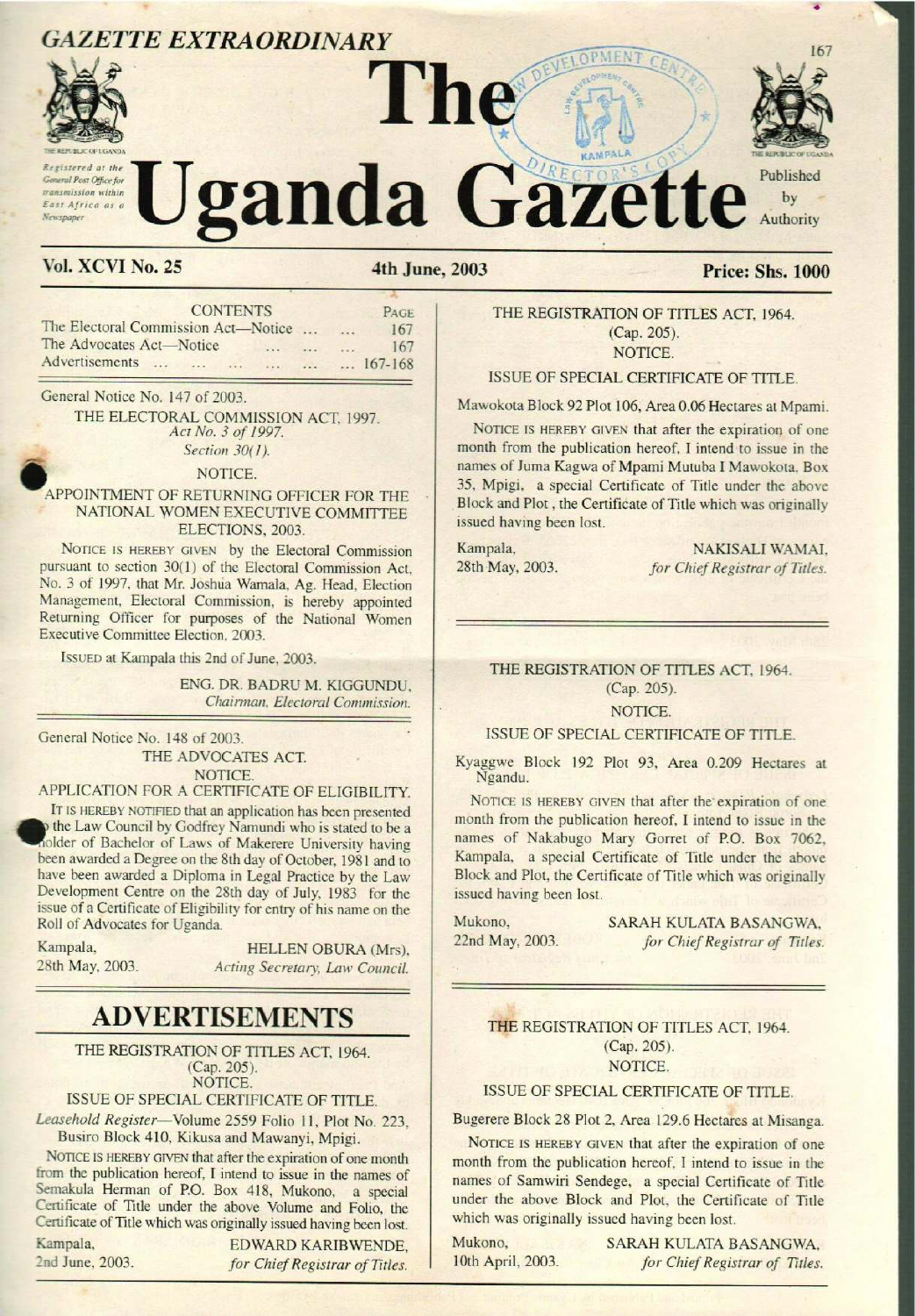GAZETTE EXTRAORDINARY

# The Uganda Gazette

Registered at the General Post Office for transmission within East Africa as a Newspaper

Published by Authority

**Vol. XCVI No. 25** — **4th June, 2003** — **Price: Shs. 1000**

| CONTENTS | PAGE |
|---|---|
| The Electoral Commission Act—Notice ... ... | 167 |
| The Advocates Act—Notice ... ... ... | 167 |
| Advertisements ... ... ... ... ... ... | 167-168 |

General Notice No. 147 of 2003.

THE ELECTORAL COMMISSION ACT, 1997.
*Act No. 3 of 1997.*
*Section 30(1).*

NOTICE.

APPOINTMENT OF RETURNING OFFICER FOR THE NATIONAL WOMEN EXECUTIVE COMMITTEE ELECTIONS, 2003.

NOTICE IS HEREBY GIVEN by the Electoral Commission pursuant to section 30(1) of the Electoral Commission Act, No. 3 of 1997, that Mr. Joshua Wamala, Ag. Head, Election Management, Electoral Commission, is hereby appointed Returning Officer for purposes of the National Women Executive Committee Election, 2003.

ISSUED at Kampala this 2nd of June, 2003.

ENG. DR. BADRU M. KIGGUNDU,
*Chairman, Electoral Commission.*

---

General Notice No. 148 of 2003.

THE ADVOCATES ACT.

NOTICE.

APPLICATION FOR A CERTIFICATE OF ELIGIBILITY.

IT IS HEREBY NOTIFIED that an application has been presented to the Law Council by Godfrey Namundi who is stated to be a holder of Bachelor of Laws of Makerere University having been awarded a Degree on the 8th day of October, 1981 and to have been awarded a Diploma in Legal Practice by the Law Development Centre on the 28th day of July, 1983 for the issue of a Certificate of Eligibility for entry of his name on the Roll of Advocates for Uganda.

Kampala,
28th May, 2003.

HELLEN OBURA (Mrs),
*Acting Secretary, Law Council.*

---

## ADVERTISEMENTS

THE REGISTRATION OF TITLES ACT, 1964.
(Cap. 205).
NOTICE.

ISSUE OF SPECIAL CERTIFICATE OF TITLE.

*Leasehold Register*—Volume 2559 Folio 11, Plot No. 223, Busiro Block 410, Kikusa and Mawanyi, Mpigi.

NOTICE IS HEREBY GIVEN that after the expiration of one month from the publication hereof, I intend to issue in the names of Semakula Herman of P.O. Box 418, Mukono, a special Certificate of Title under the above Volume and Folio, the Certificate of Title which was originally issued having been lost.

Kampala,
2nd June, 2003.

EDWARD KARIBWENDE,
*for Chief Registrar of Titles.*

---

THE REGISTRATION OF TITLES ACT, 1964.
(Cap. 205).
NOTICE.

ISSUE OF SPECIAL CERTIFICATE OF TITLE.

Mawokota Block 92 Plot 106, Area 0.06 Hectares at Mpami.

NOTICE IS HEREBY GIVEN that after the expiration of one month from the publication hereof, I intend to issue in the names of Juma Kagwa of Mpami Mutuba I Mawokota, Box 35, Mpigi, a special Certificate of Title under the above Block and Plot, the Certificate of Title which was originally issued having been lost.

Kampala,
28th May, 2003.

NAKISALI WAMAI,
*for Chief Registrar of Titles.*

---

THE REGISTRATION OF TITLES ACT, 1964.
(Cap. 205).
NOTICE.

ISSUE OF SPECIAL CERTIFICATE OF TITLE.

Kyaggwe Block 192 Plot 93, Area 0.209 Hectares at Ngandu.

NOTICE IS HEREBY GIVEN that after the expiration of one month from the publication hereof, I intend to issue in the names of Nakabugo Mary Gorret of P.O. Box 7062, Kampala, a special Certificate of Title under the above Block and Plot, the Certificate of Title which was originally issued having been lost.

Mukono,
22nd May, 2003.

SARAH KULATA BASANGWA,
*for Chief Registrar of Titles.*

---

THE REGISTRATION OF TITLES ACT, 1964.
(Cap. 205).
NOTICE.

ISSUE OF SPECIAL CERTIFICATE OF TITLE.

Bugerere Block 28 Plot 2, Area 129.6 Hectares at Misanga.

NOTICE IS HEREBY GIVEN that after the expiration of one month from the publication hereof, I intend to issue in the names of Samwiri Sendege, a special Certificate of Title under the above Block and Plot, the Certificate of Title which was originally issued having been lost.

Mukono,
10th April, 2003.

SARAH KULATA BASANGWA,
*for Chief Registrar of Titles.*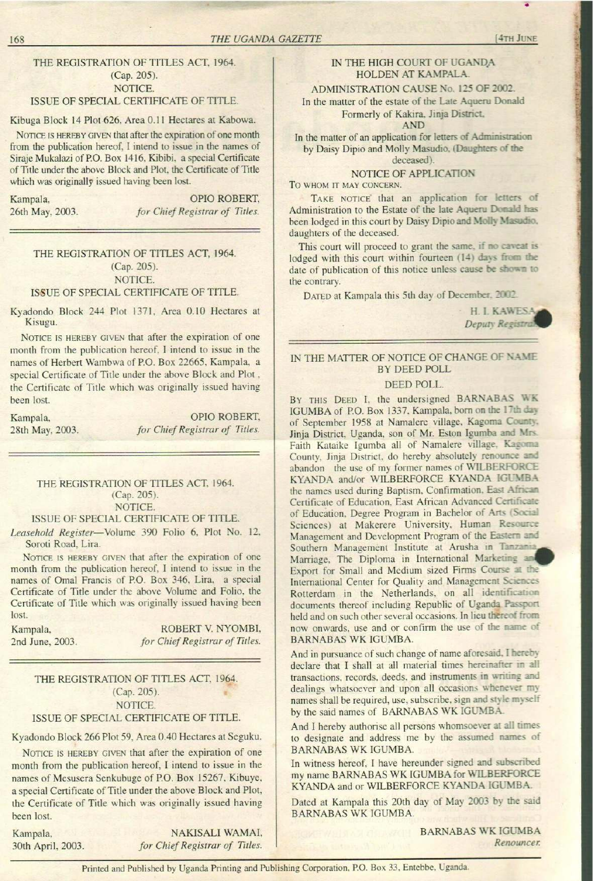### THE REGISTRATION OF TITLES ACT, 1964.
(Cap. 205).
NOTICE.
ISSUE OF SPECIAL CERTIFICATE OF TITLE.

Kibuga Block 14 Plot 626, Area 0.11 Hectares at Kabowa.

NOTICE IS HEREBY GIVEN that after the expiration of one month from the publication hereof, I intend to issue in the names of Siraje Mukalazi of P.O. Box 1416, Kibibi, a special Certificate of Title under the above Block and Plot, the Certificate of Title which was originally issued having been lost.

Kampala,
26th May, 2003.

OPIO ROBERT,
*for Chief Registrar of Titles.*

---

### THE REGISTRATION OF TITLES ACT, 1964.
(Cap. 205).
NOTICE.
ISSUE OF SPECIAL CERTIFICATE OF TITLE.

Kyadondo Block 244 Plot 1371, Area 0.10 Hectares at Kisugu.

NOTICE IS HEREBY GIVEN that after the expiration of one month from the publication hereof, I intend to issue in the names of Herbert Wambwa of P.O. Box 22665, Kampala, a special Certificate of Title under the above Block and Plot, the Certificate of Title which was originally issued having been lost.

Kampala,
28th May, 2003.

OPIO ROBERT,
*for Chief Registrar of Titles.*

---

### THE REGISTRATION OF TITLES ACT, 1964.
(Cap. 205).
NOTICE.
ISSUE OF SPECIAL CERTIFICATE OF TITLE.

*Leasehold Register*—Volume 390 Folio 6, Plot No. 12, Soroti Road, Lira.

NOTICE IS HEREBY GIVEN that after the expiration of one month from the publication hereof, I intend to issue in the names of Omal Francis of P.O. Box 346, Lira, a special Certificate of Title under the above Volume and Folio, the Certificate of Title which was originally issued having been lost.

Kampala,
2nd June, 2003.

ROBERT V. NYOMBI,
*for Chief Registrar of Titles.*

---

### THE REGISTRATION OF TITLES ACT, 1964.
(Cap. 205).
NOTICE.
ISSUE OF SPECIAL CERTIFICATE OF TITLE.

Kyadondo Block 266 Plot 59, Area 0.40 Hectares at Seguku.

NOTICE IS HEREBY GIVEN that after the expiration of one month from the publication hereof, I intend to issue in the names of Mesusera Senkubuge of P.O. Box 15267, Kibuye, a special Certificate of Title under the above Block and Plot, the Certificate of Title which was originally issued having been lost.

Kampala,
30th April, 2003.

NAKISALI WAMAI,
*for Chief Registrar of Titles.*

---

### IN THE HIGH COURT OF UGANDA HOLDEN AT KAMPALA.
ADMINISTRATION CAUSE No. 125 OF 2002.

In the matter of the estate of the Late Aqueru Donald Formerly of Kakira, Jinja District.

AND

In the matter of an application for letters of Administration by Daisy Dipio and Molly Masudio, (Daughters of the deceased).

NOTICE OF APPLICATION

TO WHOM IT MAY CONCERN.

TAKE NOTICE that an application for letters of Administration to the Estate of the late Aqueru Donald has been lodged in this court by Daisy Dipio and Molly Masudio, daughters of the deceased.

This court will proceed to grant the same, if no caveat is lodged with this court within fourteen (14) days from the date of publication of this notice unless cause be shown to the contrary.

DATED at Kampala this 5th day of December, 2002.

H. I. KAWESA,
*Deputy Registrar.*

---

### IN THE MATTER OF NOTICE OF CHANGE OF NAME BY DEED POLL
DEED POLL.

BY THIS DEED I, the undersigned BARNABAS WK IGUMBA of P.O. Box 1337, Kampala, born on the 17th day of September 1958 at Namalere village, Kagoma County, Jinja District, Uganda, son of Mr. Eston Igumba and Mrs. Faith Kataike Igumba all of Namalere village, Kagoma County, Jinja District, do hereby absolutely renounce and abandon the use of my former names of WILBERFORCE KYANDA and/or WILBERFORCE KYANDA IGUMBA the names used during Baptism, Confirmation, East African Certificate of Education, East African Advanced Certificate of Education, Degree Program in Bachelor of Arts (Social Sciences) at Makerere University, Human Resource Management and Development Program of the Eastern and Southern Management Institute at Arusha in Tanzania, Marriage, The Diploma in International Marketing and Export for Small and Medium sized Firms Course at the International Center for Quality and Management Sciences Rotterdam in the Netherlands, on all identification documents thereof including Republic of Uganda Passport held and on such other several occasions. In lieu thereof from now onwards, use and or confirm the use of the name of BARNABAS WK IGUMBA.

And in pursuance of such change of name aforesaid, I hereby declare that I shall at all material times hereinafter in all transactions, records, deeds, and instruments in writing and dealings whatsoever and upon all occasions whenever my names shall be required, use, subscribe, sign and style myself by the said names of BARNABAS WK IGUMBA.

And I hereby authorise all persons whomsoever at all times to designate and address me by the assumed names of BARNABAS WK IGUMBA.

In witness hereof, I have hereunder signed and subscribed my name BARNABAS WK IGUMBA for WILBERFORCE KYANDA and or WILBERFORCE KYANDA IGUMBA.

Dated at Kampala this 20th day of May 2003 by the said BARNABAS WK IGUMBA.

BARNABAS WK IGUMBA
*Renouncer.*

Printed and Published by Uganda Printing and Publishing Corporation, P.O. Box 33, Entebbe, Uganda.